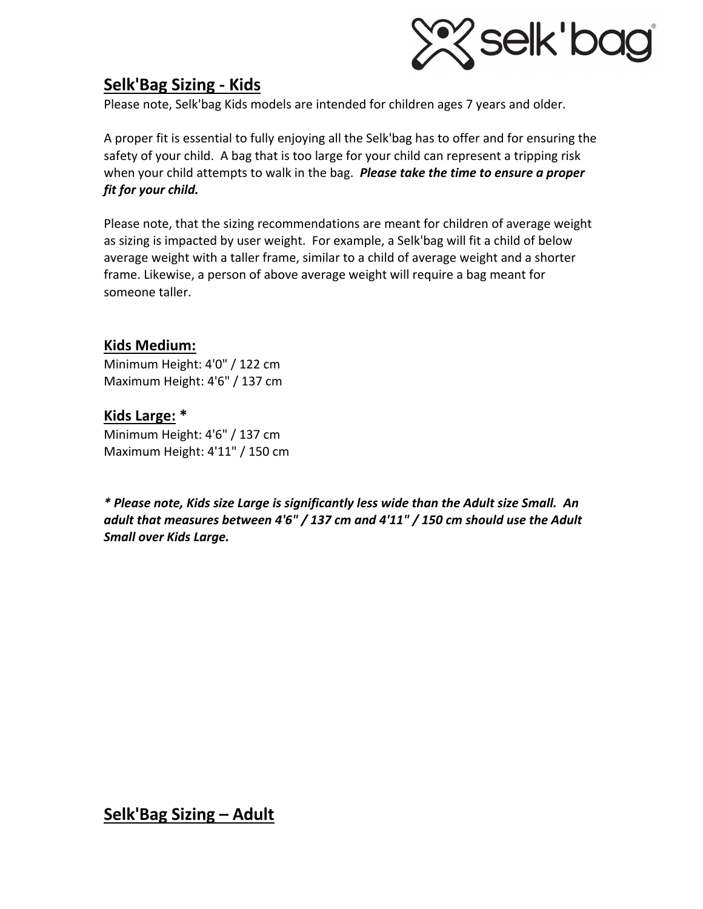## Selk'Bag Sizing - Kids

Please note, Selk'bag Kids models are intended for children ages 7 years and older.

A proper fit is essential to fully enjoying all the Selk'bag has to offer and for ensuring the safety of your child. A bag that is too large for your child can represent a tripping risk when your child attempts to walk in the bag. ***Please take the time to ensure a proper fit for your child.***

Please note, that the sizing recommendations are meant for children of average weight as sizing is impacted by user weight. For example, a Selk'bag will fit a child of below average weight with a taller frame, similar to a child of average weight and a shorter frame. Likewise, a person of above average weight will require a bag meant for someone taller.

### Kids Medium:

Minimum Height: 4'0" / 122 cm
Maximum Height: 4'6" / 137 cm

### Kids Large: *

Minimum Height: 4'6" / 137 cm
Maximum Height: 4'11" / 150 cm

***** Please note, Kids size Large is significantly less wide than the Adult size Small. An adult that measures between 4'6" / 137 cm and 4'11" / 150 cm should use the Adult Small over Kids Large.***

## Selk'Bag Sizing – Adult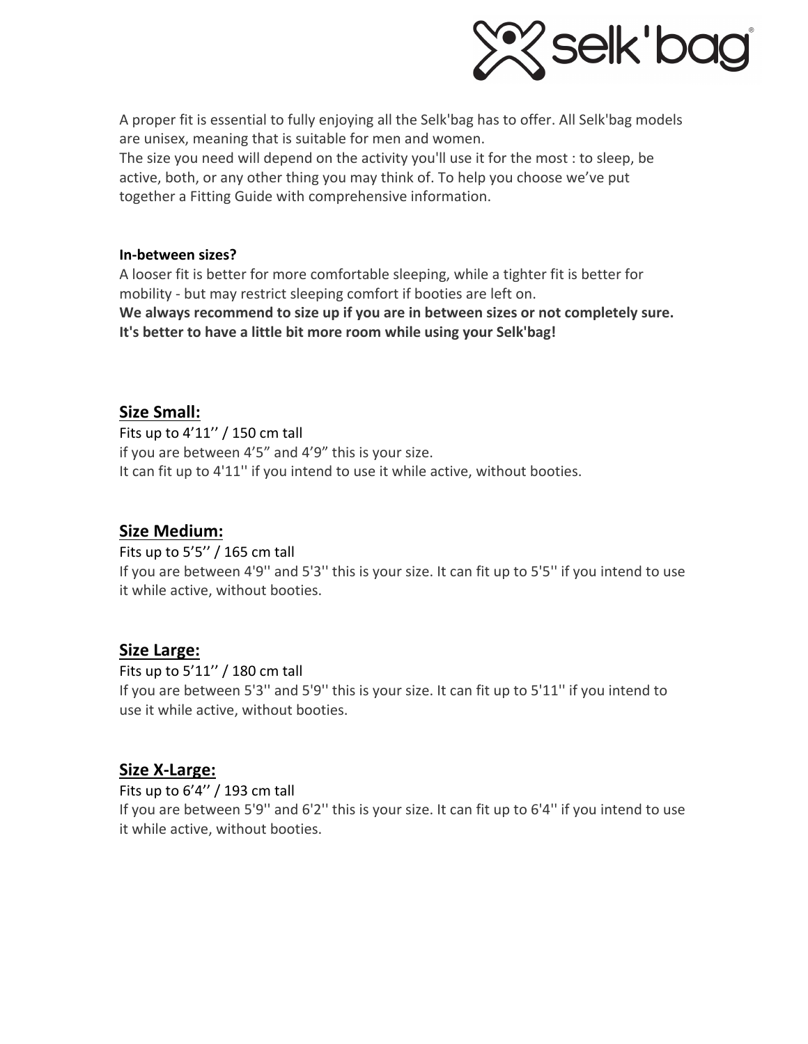A proper fit is essential to fully enjoying all the Selk'bag has to offer. All Selk'bag models are unisex, meaning that is suitable for men and women.
The size you need will depend on the activity you'll use it for the most : to sleep, be active, both, or any other thing you may think of. To help you choose we've put together a Fitting Guide with comprehensive information.

**In-between sizes?**
A looser fit is better for more comfortable sleeping, while a tighter fit is better for mobility - but may restrict sleeping comfort if booties are left on.
**We always recommend to size up if you are in between sizes or not completely sure. It's better to have a little bit more room while using your Selk'bag!**

## Size Small:

Fits up to 4'11'' / 150 cm tall
if you are between 4'5" and 4'9" this is your size.
It can fit up to 4'11'' if you intend to use it while active, without booties.

## Size Medium:

Fits up to 5'5'' / 165 cm tall
If you are between 4'9'' and 5'3'' this is your size. It can fit up to 5'5'' if you intend to use it while active, without booties.

## Size Large:

Fits up to 5'11'' / 180 cm tall
If you are between 5'3'' and 5'9'' this is your size. It can fit up to 5'11'' if you intend to use it while active, without booties.

## Size X-Large:

Fits up to 6'4'' / 193 cm tall
If you are between 5'9'' and 6'2'' this is your size. It can fit up to 6'4'' if you intend to use it while active, without booties.